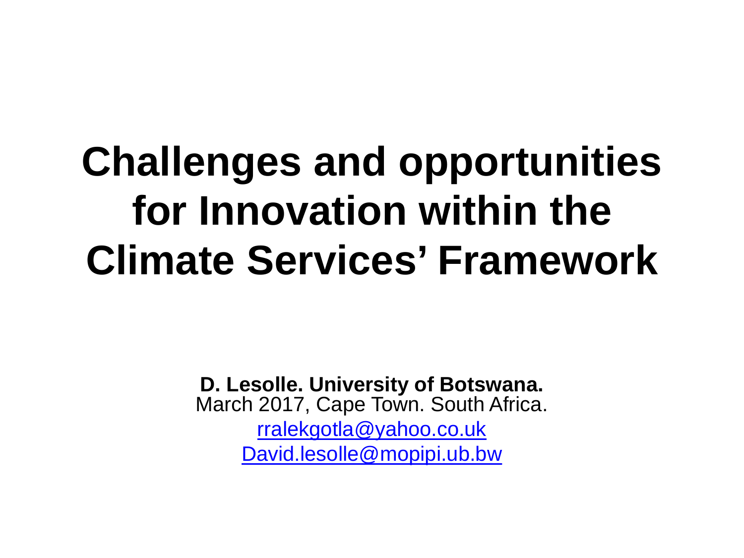# Challenges and opportunities for Innovation within the Climate Services' Framework

**D. Lesolle. University of Botswana.**
March 2017, Cape Town. South Africa.
rralekgotla@yahoo.co.uk
David.lesolle@mopipi.ub.bw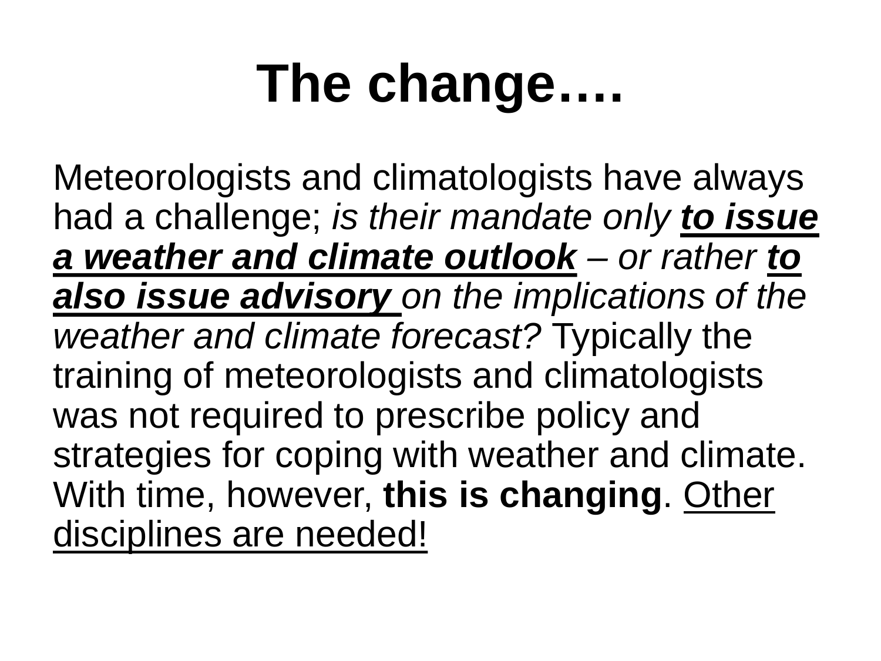# The change….

Meteorologists and climatologists have always had a challenge; *is their mandate only* ***to issue a weather and climate outlook*** *– or rather* ***to also issue advisory*** *on the implications of the weather and climate forecast?* Typically the training of meteorologists and climatologists was not required to prescribe policy and strategies for coping with weather and climate. With time, however, **this is changing**. Other disciplines are needed!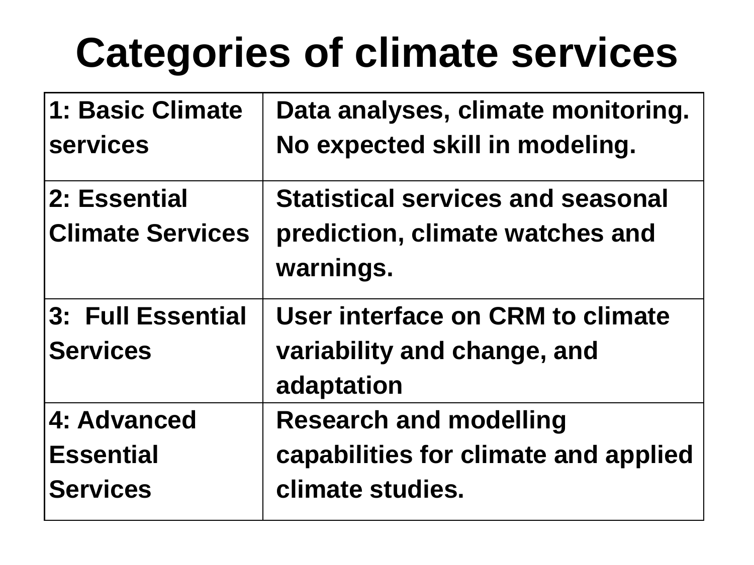# Categories of climate services

| | |
|---|---|
| **1: Basic Climate services** | **Data analyses, climate monitoring. No expected skill in modeling.** |
| **2: Essential Climate Services** | **Statistical services and seasonal prediction, climate watches and warnings.** |
| **3: Full Essential Services** | **User interface on CRM to climate variability and change, and adaptation** |
| **4: Advanced Essential Services** | **Research and modelling capabilities for climate and applied climate studies.** |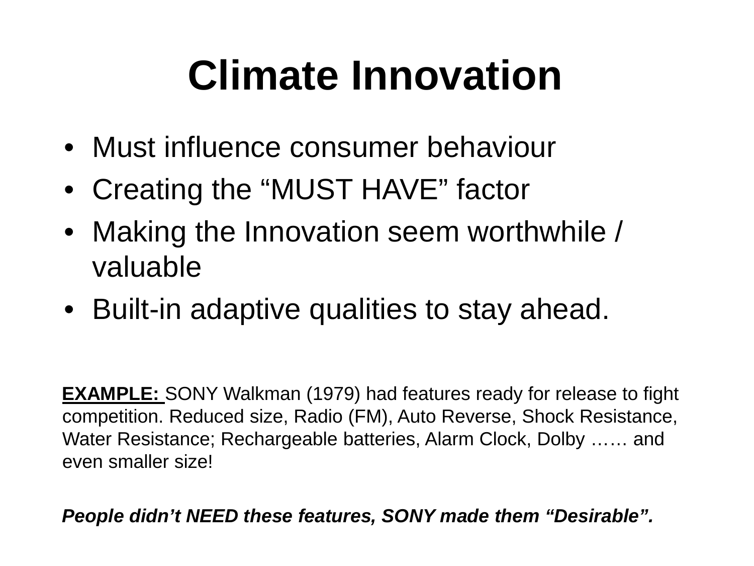# Climate Innovation

- Must influence consumer behaviour
- Creating the "MUST HAVE" factor
- Making the Innovation seem worthwhile / valuable
- Built-in adaptive qualities to stay ahead.

**EXAMPLE:** SONY Walkman (1979) had features ready for release to fight competition. Reduced size, Radio (FM), Auto Reverse, Shock Resistance, Water Resistance; Rechargeable batteries, Alarm Clock, Dolby …… and even smaller size!

***People didn't NEED these features, SONY made them "Desirable".***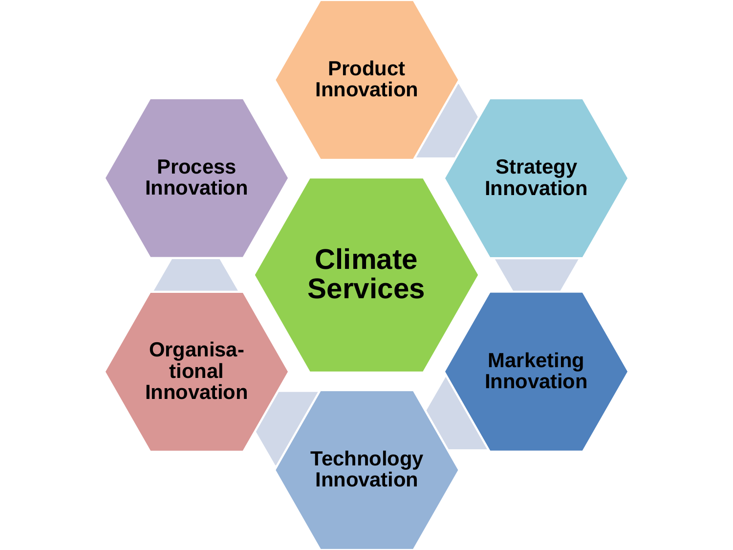Climate Services

Product Innovation

Strategy Innovation

Marketing Innovation

Technology Innovation

Organisa-tional Innovation

Process Innovation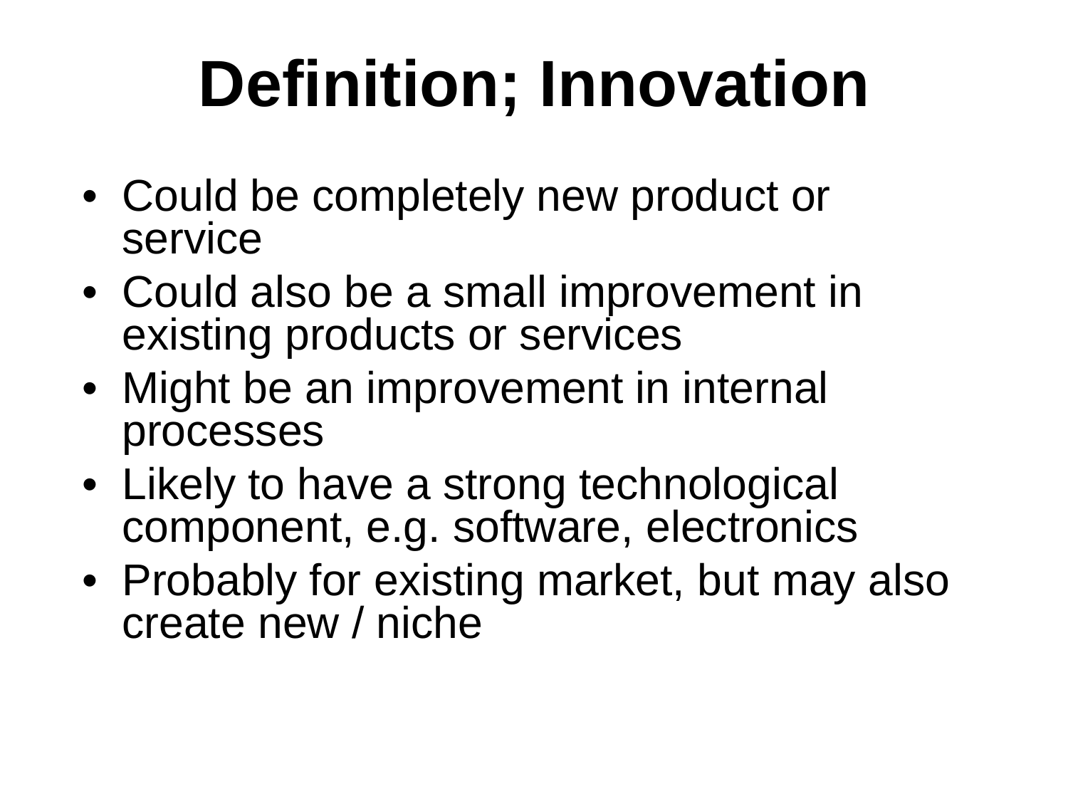# Definition; Innovation

- Could be completely new product or service
- Could also be a small improvement in existing products or services
- Might be an improvement in internal processes
- Likely to have a strong technological component, e.g. software, electronics
- Probably for existing market, but may also create new / niche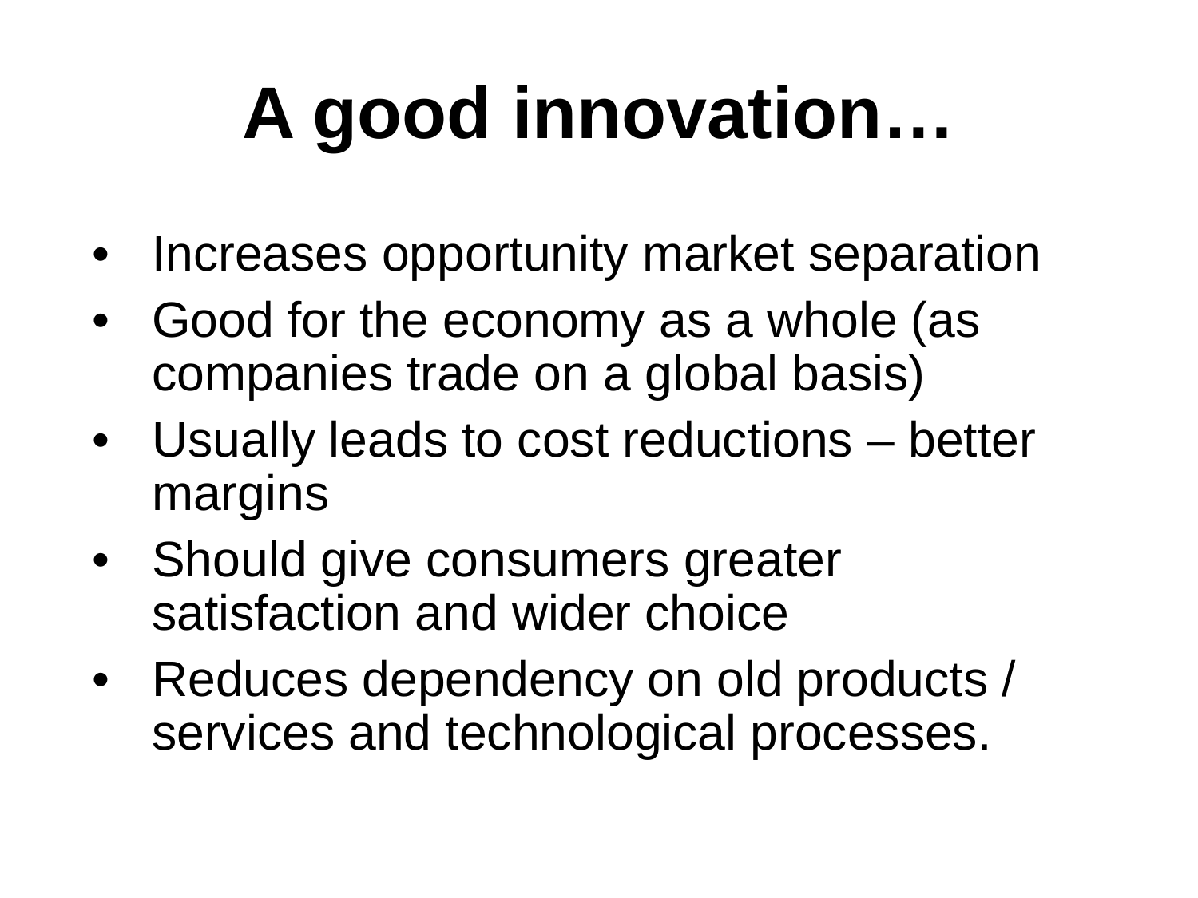# A good innovation…

- Increases opportunity market separation
- Good for the economy as a whole (as companies trade on a global basis)
- Usually leads to cost reductions – better margins
- Should give consumers greater satisfaction and wider choice
- Reduces dependency on old products / services and technological processes.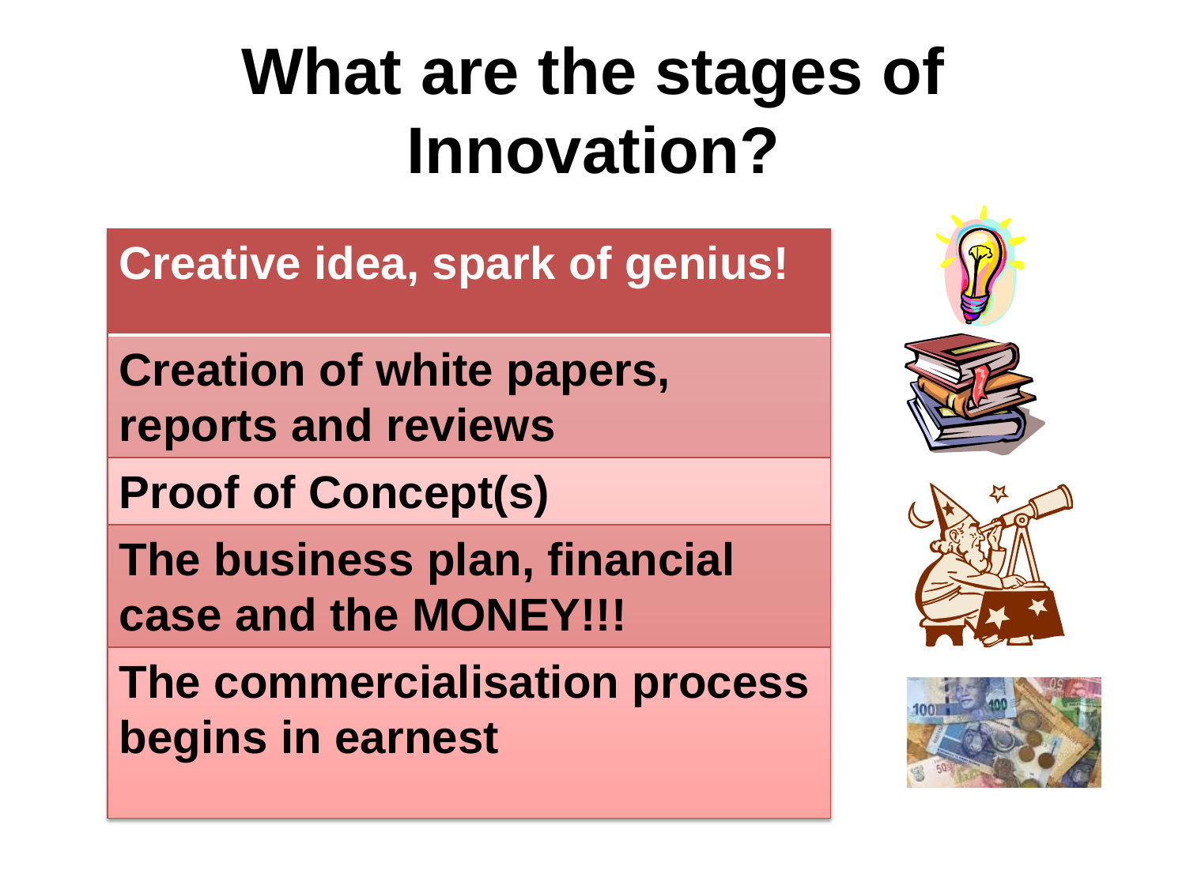# What are the stages of Innovation?

- Creative idea, spark of genius!
- Creation of white papers, reports and reviews
- Proof of Concept(s)
- The business plan, financial case and the MONEY!!!
- The commercialisation process begins in earnest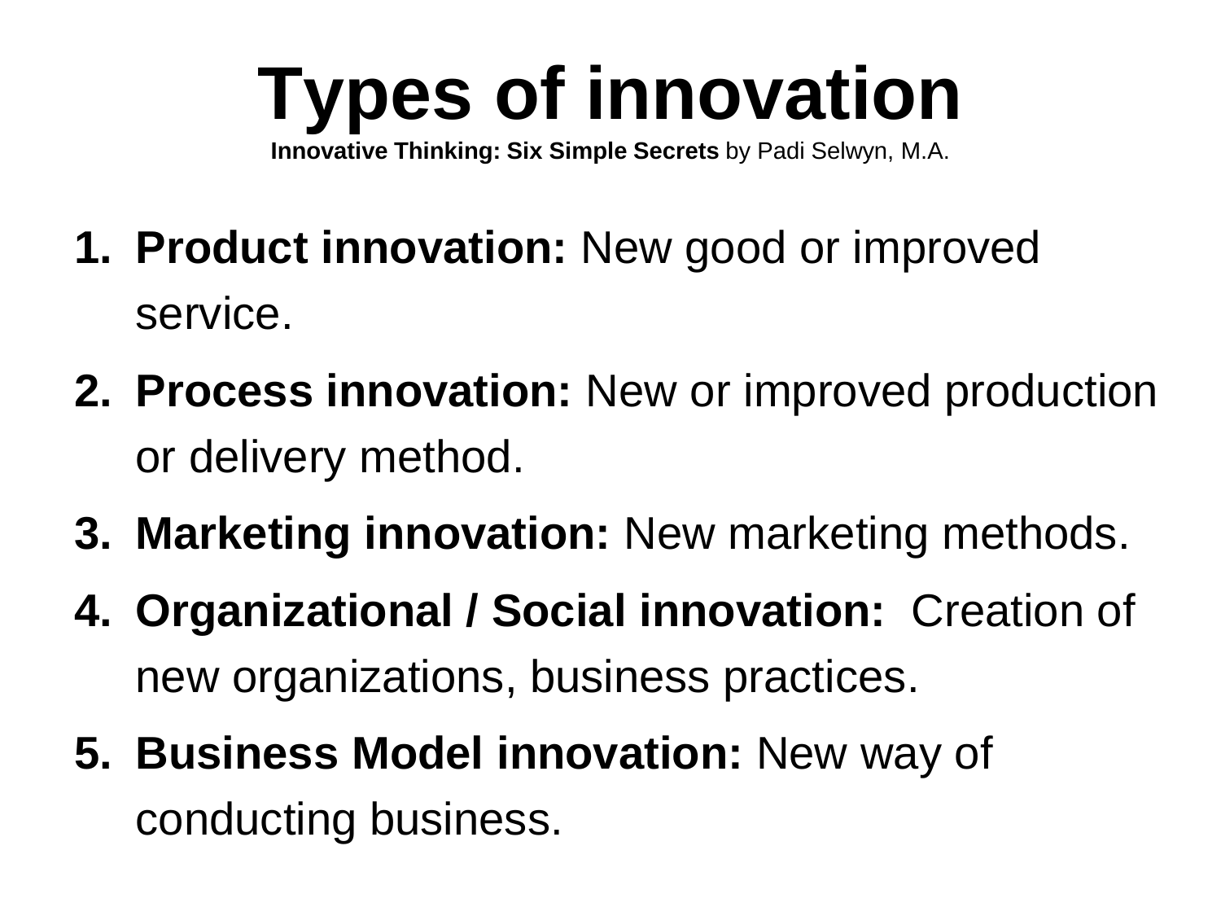# Types of innovation

**Innovative Thinking: Six Simple Secrets** by Padi Selwyn, M.A.

1. **Product innovation:** New good or improved service.
2. **Process innovation:** New or improved production or delivery method.
3. **Marketing innovation:** New marketing methods.
4. **Organizational / Social innovation:** Creation of new organizations, business practices.
5. **Business Model innovation:** New way of conducting business.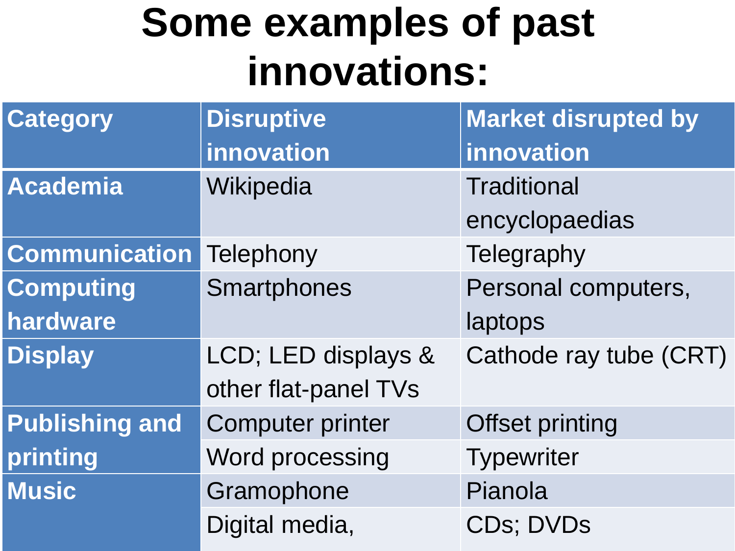# Some examples of past innovations:

| Category | Disruptive innovation | Market disrupted by innovation |
|---|---|---|
| Academia | Wikipedia | Traditional encyclopaedias |
| Communication | Telephony | Telegraphy |
| Computing hardware | Smartphones | Personal computers, laptops |
| Display | LCD; LED displays & other flat-panel TVs | Cathode ray tube (CRT) |
| Publishing and printing | Computer printer | Offset printing |
| | Word processing | Typewriter |
| Music | Gramophone | Pianola |
| | Digital media, | CDs; DVDs |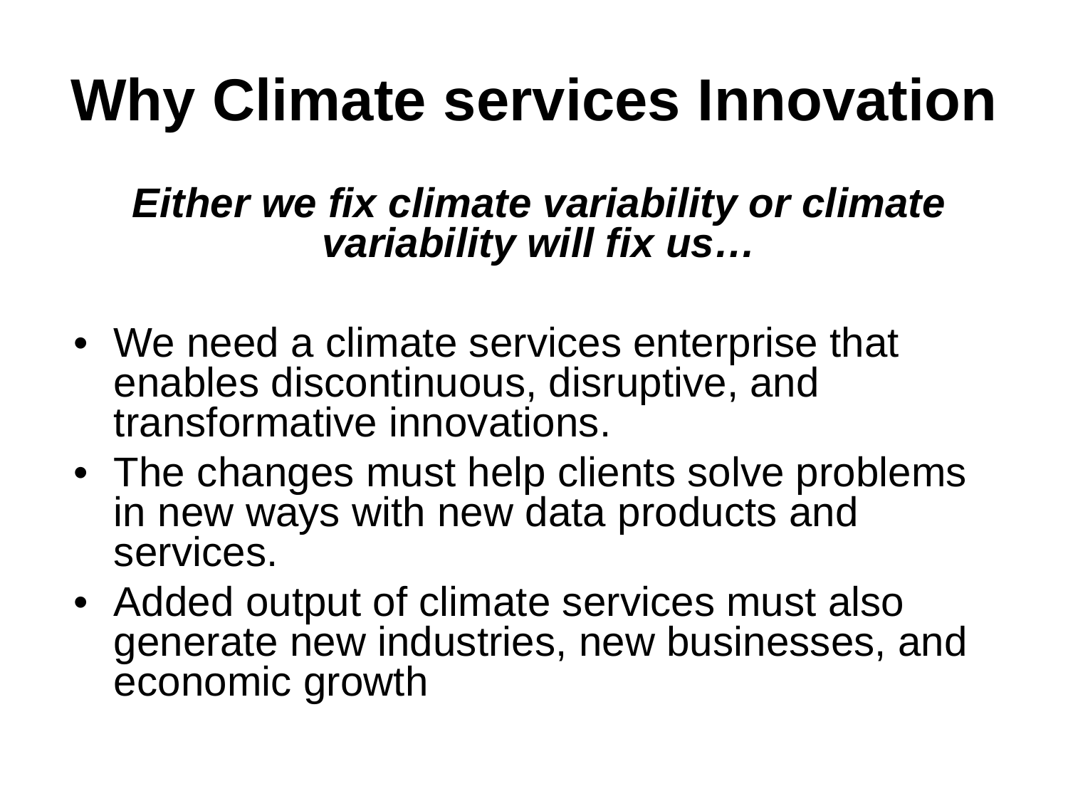# Why Climate services Innovation

***Either we fix climate variability or climate variability will fix us…***

- We need a climate services enterprise that enables discontinuous, disruptive, and transformative innovations.
- The changes must help clients solve problems in new ways with new data products and services.
- Added output of climate services must also generate new industries, new businesses, and economic growth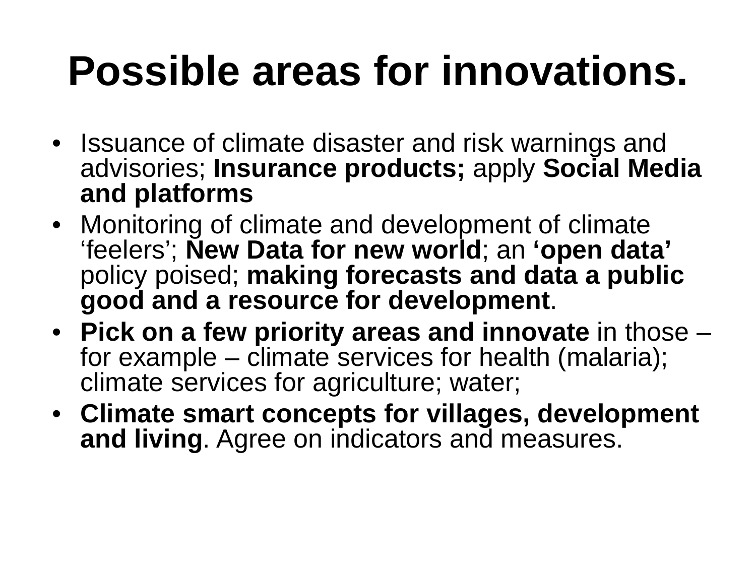# Possible areas for innovations.

- Issuance of climate disaster and risk warnings and advisories; **Insurance products;** apply **Social Media and platforms**
- Monitoring of climate and development of climate 'feelers'; **New Data for new world**; an **'open data'** policy poised; **making forecasts and data a public good and a resource for development**.
- **Pick on a few priority areas and innovate** in those – for example – climate services for health (malaria); climate services for agriculture; water;
- **Climate smart concepts for villages, development and living**. Agree on indicators and measures.